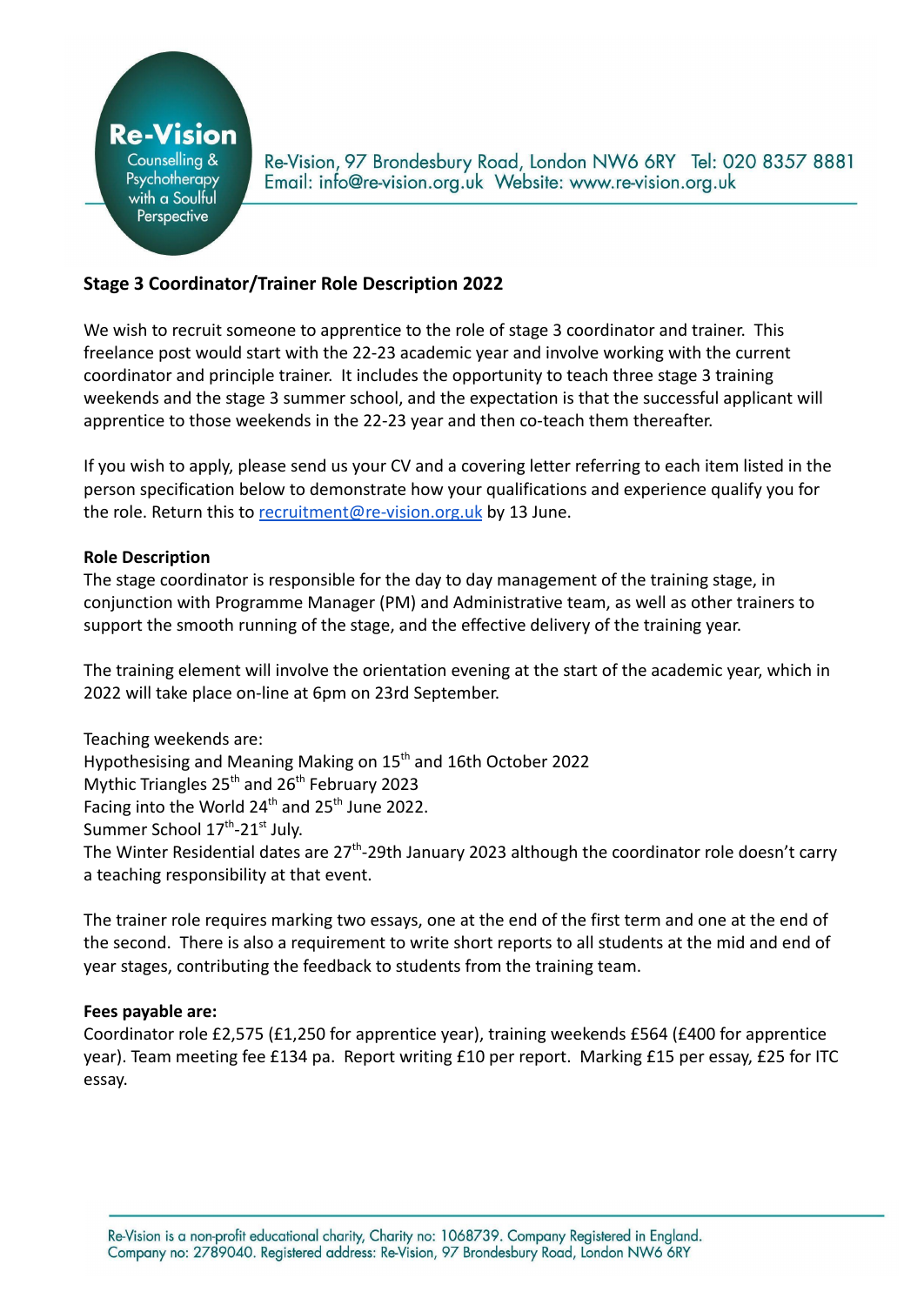Re-Vision
Counselling & Psychotherapy with a Soulful Perspective

Re-Vision, 97 Brondesbury Road, London NW6 6RY Tel: 020 8357 8881
Email: info@re-vision.org.uk Website: www.re-vision.org.uk

## Stage 3 Coordinator/Trainer Role Description 2022

We wish to recruit someone to apprentice to the role of stage 3 coordinator and trainer. This freelance post would start with the 22-23 academic year and involve working with the current coordinator and principle trainer. It includes the opportunity to teach three stage 3 training weekends and the stage 3 summer school, and the expectation is that the successful applicant will apprentice to those weekends in the 22-23 year and then co-teach them thereafter.

If you wish to apply, please send us your CV and a covering letter referring to each item listed in the person specification below to demonstrate how your qualifications and experience qualify you for the role. Return this to recruitment@re-vision.org.uk by 13 June.

**Role Description**

The stage coordinator is responsible for the day to day management of the training stage, in conjunction with Programme Manager (PM) and Administrative team, as well as other trainers to support the smooth running of the stage, and the effective delivery of the training year.

The training element will involve the orientation evening at the start of the academic year, which in 2022 will take place on-line at 6pm on 23rd September.

Teaching weekends are:
Hypothesising and Meaning Making on 15th and 16th October 2022
Mythic Triangles 25th and 26th February 2023
Facing into the World 24th and 25th June 2022.
Summer School 17th-21st July.
The Winter Residential dates are 27th-29th January 2023 although the coordinator role doesn't carry a teaching responsibility at that event.

The trainer role requires marking two essays, one at the end of the first term and one at the end of the second. There is also a requirement to write short reports to all students at the mid and end of year stages, contributing the feedback to students from the training team.

**Fees payable are:**

Coordinator role £2,575 (£1,250 for apprentice year), training weekends £564 (£400 for apprentice year). Team meeting fee £134 pa. Report writing £10 per report. Marking £15 per essay, £25 for ITC essay.

Re-Vision is a non-profit educational charity, Charity no: 1068739. Company Registered in England. Company no: 2789040. Registered address: Re-Vision, 97 Brondesbury Road, London NW6 6RY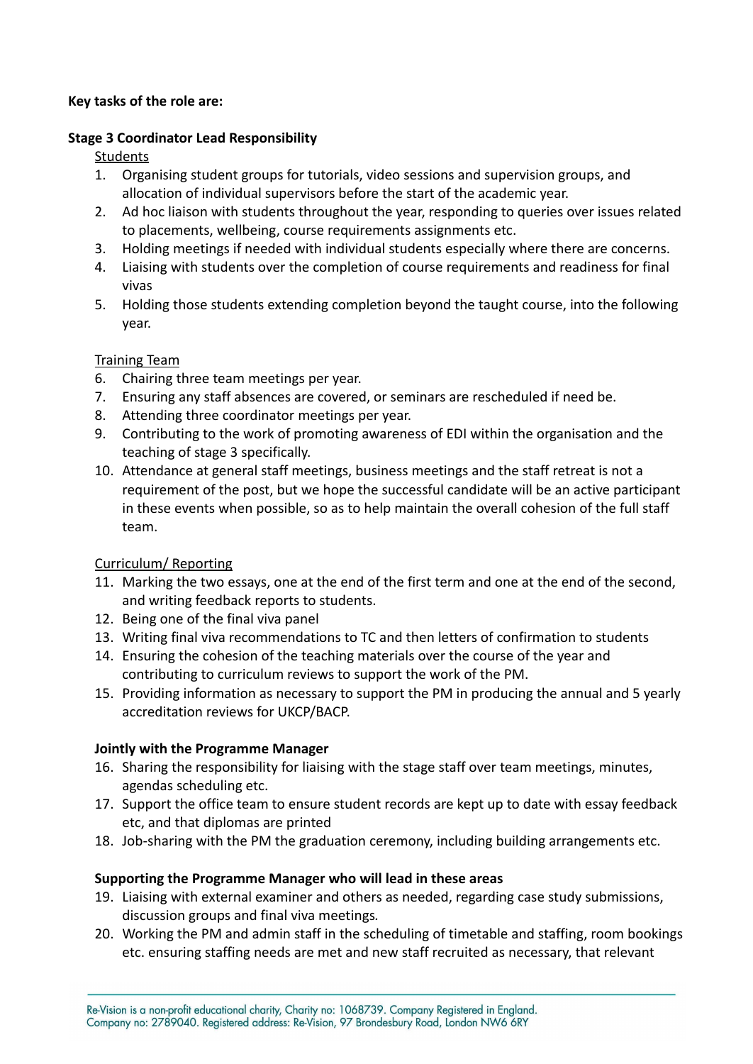**Key tasks of the role are:**

**Stage 3 Coordinator Lead Responsibility**

Students

1. Organising student groups for tutorials, video sessions and supervision groups, and allocation of individual supervisors before the start of the academic year.
2. Ad hoc liaison with students throughout the year, responding to queries over issues related to placements, wellbeing, course requirements assignments etc.
3. Holding meetings if needed with individual students especially where there are concerns.
4. Liaising with students over the completion of course requirements and readiness for final vivas
5. Holding those students extending completion beyond the taught course, into the following year.

Training Team

6. Chairing three team meetings per year.
7. Ensuring any staff absences are covered, or seminars are rescheduled if need be.
8. Attending three coordinator meetings per year.
9. Contributing to the work of promoting awareness of EDI within the organisation and the teaching of stage 3 specifically.
10. Attendance at general staff meetings, business meetings and the staff retreat is not a requirement of the post, but we hope the successful candidate will be an active participant in these events when possible, so as to help maintain the overall cohesion of the full staff team.

Curriculum/ Reporting

11. Marking the two essays, one at the end of the first term and one at the end of the second, and writing feedback reports to students.
12. Being one of the final viva panel
13. Writing final viva recommendations to TC and then letters of confirmation to students
14. Ensuring the cohesion of the teaching materials over the course of the year and contributing to curriculum reviews to support the work of the PM.
15. Providing information as necessary to support the PM in producing the annual and 5 yearly accreditation reviews for UKCP/BACP.

**Jointly with the Programme Manager**

16. Sharing the responsibility for liaising with the stage staff over team meetings, minutes, agendas scheduling etc.
17. Support the office team to ensure student records are kept up to date with essay feedback etc, and that diplomas are printed
18. Job-sharing with the PM the graduation ceremony, including building arrangements etc.

**Supporting the Programme Manager who will lead in these areas**

19. Liaising with external examiner and others as needed, regarding case study submissions, discussion groups and final viva meetings.
20. Working the PM and admin staff in the scheduling of timetable and staffing, room bookings etc. ensuring staffing needs are met and new staff recruited as necessary, that relevant

Re-Vision is a non-profit educational charity, Charity no: 1068739. Company Registered in England. Company no: 2789040. Registered address: Re-Vision, 97 Brondesbury Road, London NW6 6RY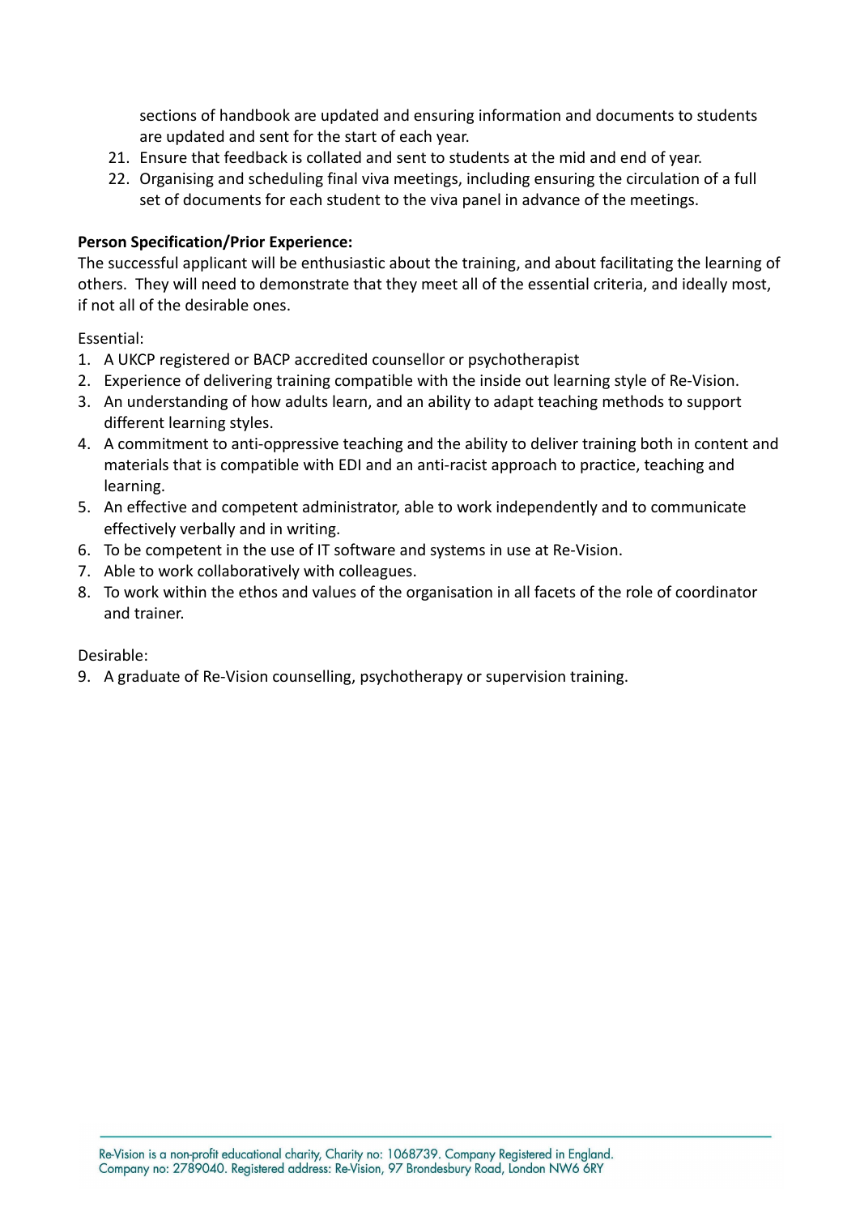sections of handbook are updated and ensuring information and documents to students are updated and sent for the start of each year.

21. Ensure that feedback is collated and sent to students at the mid and end of year.
22. Organising and scheduling final viva meetings, including ensuring the circulation of a full set of documents for each student to the viva panel in advance of the meetings.

**Person Specification/Prior Experience:**

The successful applicant will be enthusiastic about the training, and about facilitating the learning of others. They will need to demonstrate that they meet all of the essential criteria, and ideally most, if not all of the desirable ones.

Essential:

1. A UKCP registered or BACP accredited counsellor or psychotherapist
2. Experience of delivering training compatible with the inside out learning style of Re-Vision.
3. An understanding of how adults learn, and an ability to adapt teaching methods to support different learning styles.
4. A commitment to anti-oppressive teaching and the ability to deliver training both in content and materials that is compatible with EDI and an anti-racist approach to practice, teaching and learning.
5. An effective and competent administrator, able to work independently and to communicate effectively verbally and in writing.
6. To be competent in the use of IT software and systems in use at Re-Vision.
7. Able to work collaboratively with colleagues.
8. To work within the ethos and values of the organisation in all facets of the role of coordinator and trainer.

Desirable:

9. A graduate of Re-Vision counselling, psychotherapy or supervision training.